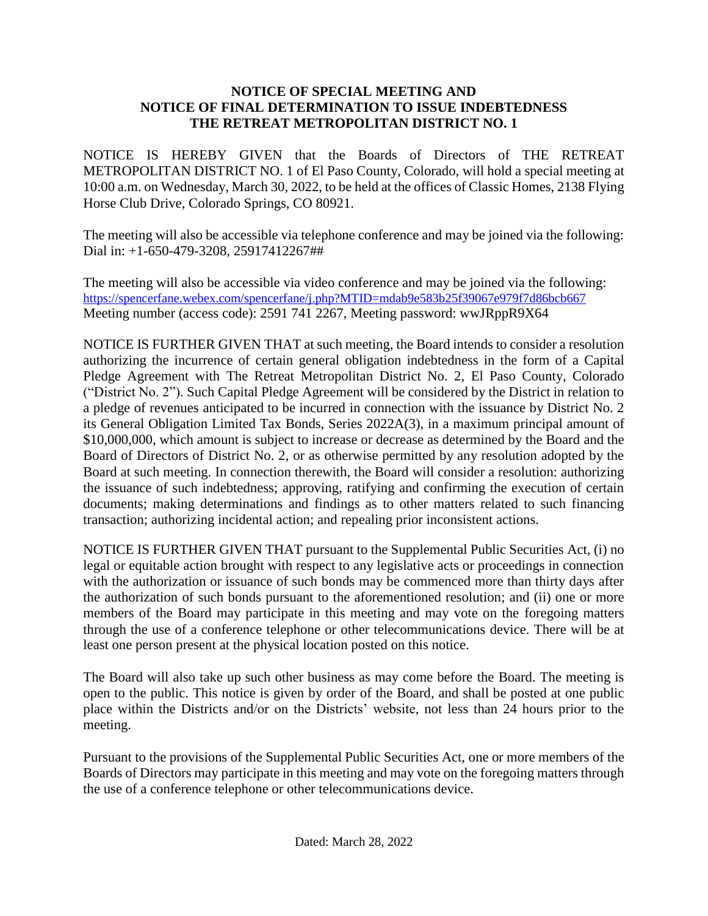**NOTICE OF SPECIAL MEETING AND**
**NOTICE OF FINAL DETERMINATION TO ISSUE INDEBTEDNESS**
**THE RETREAT METROPOLITAN DISTRICT NO. 1**

NOTICE IS HEREBY GIVEN that the Boards of Directors of THE RETREAT METROPOLITAN DISTRICT NO. 1 of El Paso County, Colorado, will hold a special meeting at 10:00 a.m. on Wednesday, March 30, 2022, to be held at the offices of Classic Homes, 2138 Flying Horse Club Drive, Colorado Springs, CO 80921.

The meeting will also be accessible via telephone conference and may be joined via the following: Dial in: +1-650-479-3208, 25917412267##

The meeting will also be accessible via video conference and may be joined via the following: https://spencerfane.webex.com/spencerfane/j.php?MTID=mdab9e583b25f39067e979f7d86bcb667
Meeting number (access code): 2591 741 2267, Meeting password: wwJRppR9X64

NOTICE IS FURTHER GIVEN THAT at such meeting, the Board intends to consider a resolution authorizing the incurrence of certain general obligation indebtedness in the form of a Capital Pledge Agreement with The Retreat Metropolitan District No. 2, El Paso County, Colorado ("District No. 2"). Such Capital Pledge Agreement will be considered by the District in relation to a pledge of revenues anticipated to be incurred in connection with the issuance by District No. 2 its General Obligation Limited Tax Bonds, Series 2022A(3), in a maximum principal amount of $10,000,000, which amount is subject to increase or decrease as determined by the Board and the Board of Directors of District No. 2, or as otherwise permitted by any resolution adopted by the Board at such meeting. In connection therewith, the Board will consider a resolution: authorizing the issuance of such indebtedness; approving, ratifying and confirming the execution of certain documents; making determinations and findings as to other matters related to such financing transaction; authorizing incidental action; and repealing prior inconsistent actions.

NOTICE IS FURTHER GIVEN THAT pursuant to the Supplemental Public Securities Act, (i) no legal or equitable action brought with respect to any legislative acts or proceedings in connection with the authorization or issuance of such bonds may be commenced more than thirty days after the authorization of such bonds pursuant to the aforementioned resolution; and (ii) one or more members of the Board may participate in this meeting and may vote on the foregoing matters through the use of a conference telephone or other telecommunications device. There will be at least one person present at the physical location posted on this notice.

The Board will also take up such other business as may come before the Board. The meeting is open to the public. This notice is given by order of the Board, and shall be posted at one public place within the Districts and/or on the Districts' website, not less than 24 hours prior to the meeting.

Pursuant to the provisions of the Supplemental Public Securities Act, one or more members of the Boards of Directors may participate in this meeting and may vote on the foregoing matters through the use of a conference telephone or other telecommunications device.

Dated: March 28, 2022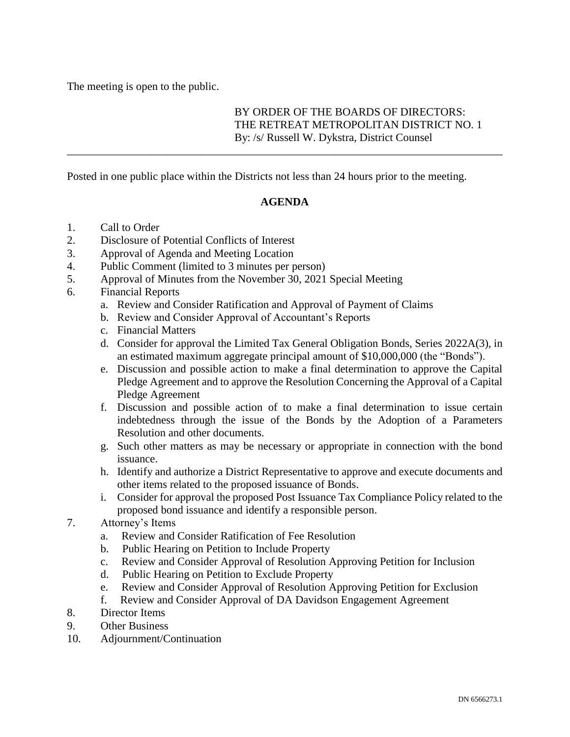The meeting is open to the public.

BY ORDER OF THE BOARDS OF DIRECTORS:
THE RETREAT METROPOLITAN DISTRICT NO. 1
By: /s/ Russell W. Dykstra, District Counsel

---

Posted in one public place within the Districts not less than 24 hours prior to the meeting.

**AGENDA**

1. Call to Order
2. Disclosure of Potential Conflicts of Interest
3. Approval of Agenda and Meeting Location
4. Public Comment (limited to 3 minutes per person)
5. Approval of Minutes from the November 30, 2021 Special Meeting
6. Financial Reports
   a. Review and Consider Ratification and Approval of Payment of Claims
   b. Review and Consider Approval of Accountant's Reports
   c. Financial Matters
   d. Consider for approval the Limited Tax General Obligation Bonds, Series 2022A(3), in an estimated maximum aggregate principal amount of $10,000,000 (the "Bonds").
   e. Discussion and possible action to make a final determination to approve the Capital Pledge Agreement and to approve the Resolution Concerning the Approval of a Capital Pledge Agreement
   f. Discussion and possible action of to make a final determination to issue certain indebtedness through the issue of the Bonds by the Adoption of a Parameters Resolution and other documents.
   g. Such other matters as may be necessary or appropriate in connection with the bond issuance.
   h. Identify and authorize a District Representative to approve and execute documents and other items related to the proposed issuance of Bonds.
   i. Consider for approval the proposed Post Issuance Tax Compliance Policy related to the proposed bond issuance and identify a responsible person.
7. Attorney's Items
   a. Review and Consider Ratification of Fee Resolution
   b. Public Hearing on Petition to Include Property
   c. Review and Consider Approval of Resolution Approving Petition for Inclusion
   d. Public Hearing on Petition to Exclude Property
   e. Review and Consider Approval of Resolution Approving Petition for Exclusion
   f. Review and Consider Approval of DA Davidson Engagement Agreement
8. Director Items
9. Other Business
10. Adjournment/Continuation

DN 6566273.1